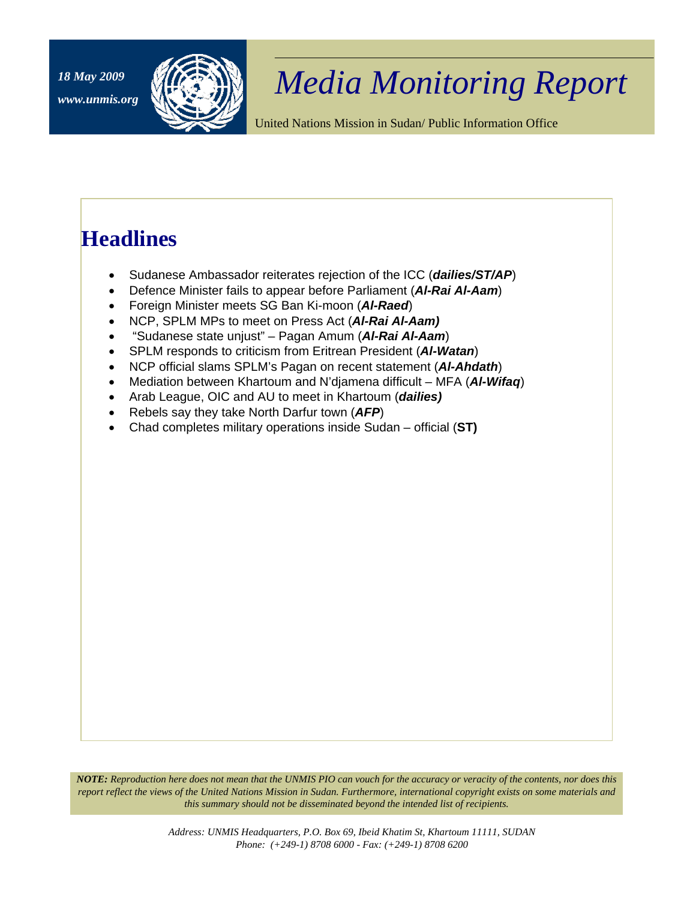*18 May 2009*

*www.unmis.org*

# *Media Monitoring Report*

United Nations Mission in Sudan/ Public Information Office

## Headlines

- Sudanese Ambassador reiterates rejection of the ICC (***dailies/ST/AP***)
- Defence Minister fails to appear before Parliament (***Al-Rai Al-Aam***)
- Foreign Minister meets SG Ban Ki-moon (***Al-Raed***)
- NCP, SPLM MPs to meet on Press Act (***Al-Rai Al-Aam)***
- "Sudanese state unjust" – Pagan Amum (***Al-Rai Al-Aam***)
- SPLM responds to criticism from Eritrean President (***Al-Watan***)
- NCP official slams SPLM's Pagan on recent statement (***Al-Ahdath***)
- Mediation between Khartoum and N'djamena difficult – MFA (***Al-Wifaq***)
- Arab League, OIC and AU to meet in Khartoum (***dailies)***
- Rebels say they take North Darfur town (***AFP***)
- Chad completes military operations inside Sudan – official (**ST)**

***NOTE:*** *Reproduction here does not mean that the UNMIS PIO can vouch for the accuracy or veracity of the contents, nor does this report reflect the views of the United Nations Mission in Sudan. Furthermore, international copyright exists on some materials and this summary should not be disseminated beyond the intended list of recipients.*

*Address: UNMIS Headquarters, P.O. Box 69, Ibeid Khatim St, Khartoum 11111, SUDAN*
*Phone: (+249-1) 8708 6000 - Fax: (+249-1) 8708 6200*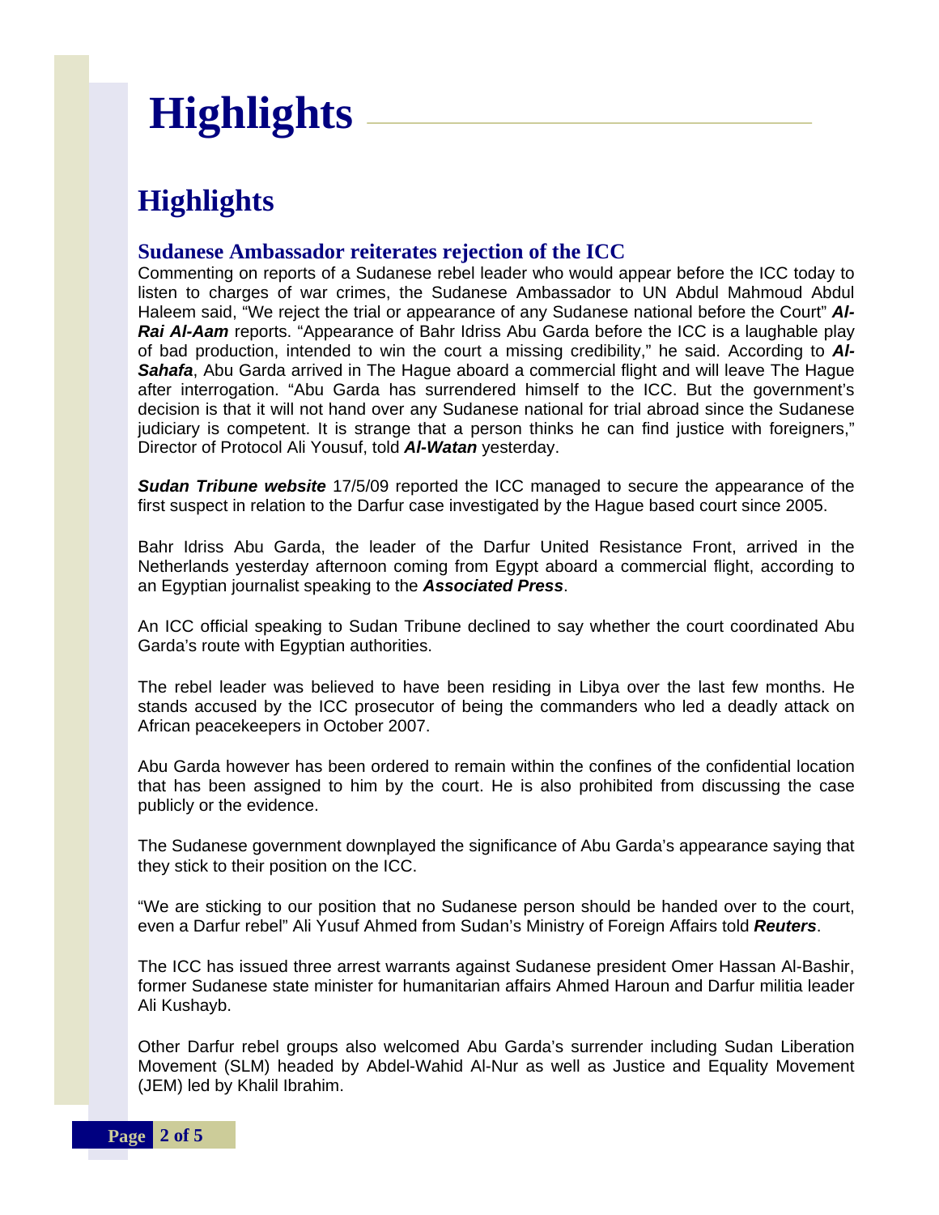# Highlights

## Highlights

### Sudanese Ambassador reiterates rejection of the ICC

Commenting on reports of a Sudanese rebel leader who would appear before the ICC today to listen to charges of war crimes, the Sudanese Ambassador to UN Abdul Mahmoud Abdul Haleem said, "We reject the trial or appearance of any Sudanese national before the Court" ***Al-Rai Al-Aam*** reports. "Appearance of Bahr Idriss Abu Garda before the ICC is a laughable play of bad production, intended to win the court a missing credibility," he said. According to ***Al-Sahafa***, Abu Garda arrived in The Hague aboard a commercial flight and will leave The Hague after interrogation. "Abu Garda has surrendered himself to the ICC. But the government's decision is that it will not hand over any Sudanese national for trial abroad since the Sudanese judiciary is competent. It is strange that a person thinks he can find justice with foreigners," Director of Protocol Ali Yousuf, told ***Al-Watan*** yesterday.

***Sudan Tribune website*** 17/5/09 reported the ICC managed to secure the appearance of the first suspect in relation to the Darfur case investigated by the Hague based court since 2005.

Bahr Idriss Abu Garda, the leader of the Darfur United Resistance Front, arrived in the Netherlands yesterday afternoon coming from Egypt aboard a commercial flight, according to an Egyptian journalist speaking to the ***Associated Press***.

An ICC official speaking to Sudan Tribune declined to say whether the court coordinated Abu Garda's route with Egyptian authorities.

The rebel leader was believed to have been residing in Libya over the last few months. He stands accused by the ICC prosecutor of being the commanders who led a deadly attack on African peacekeepers in October 2007.

Abu Garda however has been ordered to remain within the confines of the confidential location that has been assigned to him by the court. He is also prohibited from discussing the case publicly or the evidence.

The Sudanese government downplayed the significance of Abu Garda's appearance saying that they stick to their position on the ICC.

"We are sticking to our position that no Sudanese person should be handed over to the court, even a Darfur rebel" Ali Yusuf Ahmed from Sudan's Ministry of Foreign Affairs told ***Reuters***.

The ICC has issued three arrest warrants against Sudanese president Omer Hassan Al-Bashir, former Sudanese state minister for humanitarian affairs Ahmed Haroun and Darfur militia leader Ali Kushayb.

Other Darfur rebel groups also welcomed Abu Garda's surrender including Sudan Liberation Movement (SLM) headed by Abdel-Wahid Al-Nur as well as Justice and Equality Movement (JEM) led by Khalil Ibrahim.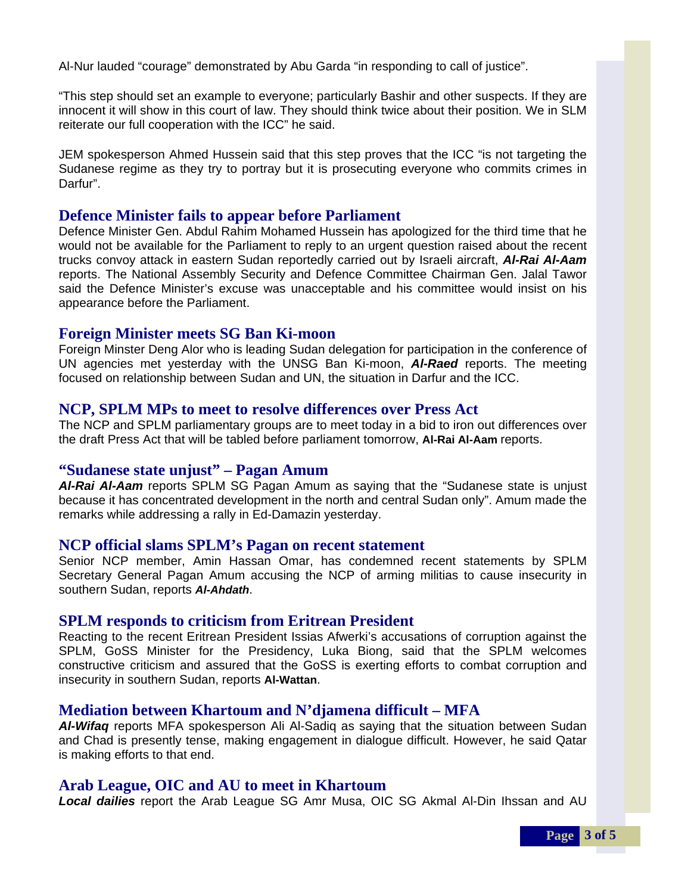Al-Nur lauded "courage" demonstrated by Abu Garda "in responding to call of justice".

"This step should set an example to everyone; particularly Bashir and other suspects. If they are innocent it will show in this court of law. They should think twice about their position. We in SLM reiterate our full cooperation with the ICC" he said.

JEM spokesperson Ahmed Hussein said that this step proves that the ICC "is not targeting the Sudanese regime as they try to portray but it is prosecuting everyone who commits crimes in Darfur".

## Defence Minister fails to appear before Parliament

Defence Minister Gen. Abdul Rahim Mohamed Hussein has apologized for the third time that he would not be available for the Parliament to reply to an urgent question raised about the recent trucks convoy attack in eastern Sudan reportedly carried out by Israeli aircraft, ***Al-Rai Al-Aam*** reports. The National Assembly Security and Defence Committee Chairman Gen. Jalal Tawor said the Defence Minister's excuse was unacceptable and his committee would insist on his appearance before the Parliament.

## Foreign Minister meets SG Ban Ki-moon

Foreign Minster Deng Alor who is leading Sudan delegation for participation in the conference of UN agencies met yesterday with the UNSG Ban Ki-moon, ***Al-Raed*** reports. The meeting focused on relationship between Sudan and UN, the situation in Darfur and the ICC.

## NCP, SPLM MPs to meet to resolve differences over Press Act

The NCP and SPLM parliamentary groups are to meet today in a bid to iron out differences over the draft Press Act that will be tabled before parliament tomorrow, **Al-Rai Al-Aam** reports.

## "Sudanese state unjust" – Pagan Amum

***Al-Rai Al-Aam*** reports SPLM SG Pagan Amum as saying that the "Sudanese state is unjust because it has concentrated development in the north and central Sudan only". Amum made the remarks while addressing a rally in Ed-Damazin yesterday.

## NCP official slams SPLM's Pagan on recent statement

Senior NCP member, Amin Hassan Omar, has condemned recent statements by SPLM Secretary General Pagan Amum accusing the NCP of arming militias to cause insecurity in southern Sudan, reports ***Al-Ahdath***.

## SPLM responds to criticism from Eritrean President

Reacting to the recent Eritrean President Issias Afwerki's accusations of corruption against the SPLM, GoSS Minister for the Presidency, Luka Biong, said that the SPLM welcomes constructive criticism and assured that the GoSS is exerting efforts to combat corruption and insecurity in southern Sudan, reports **Al-Wattan**.

## Mediation between Khartoum and N'djamena difficult – MFA

***Al-Wifaq*** reports MFA spokesperson Ali Al-Sadiq as saying that the situation between Sudan and Chad is presently tense, making engagement in dialogue difficult. However, he said Qatar is making efforts to that end.

## Arab League, OIC and AU to meet in Khartoum

***Local dailies*** report the Arab League SG Amr Musa, OIC SG Akmal Al-Din Ihssan and AU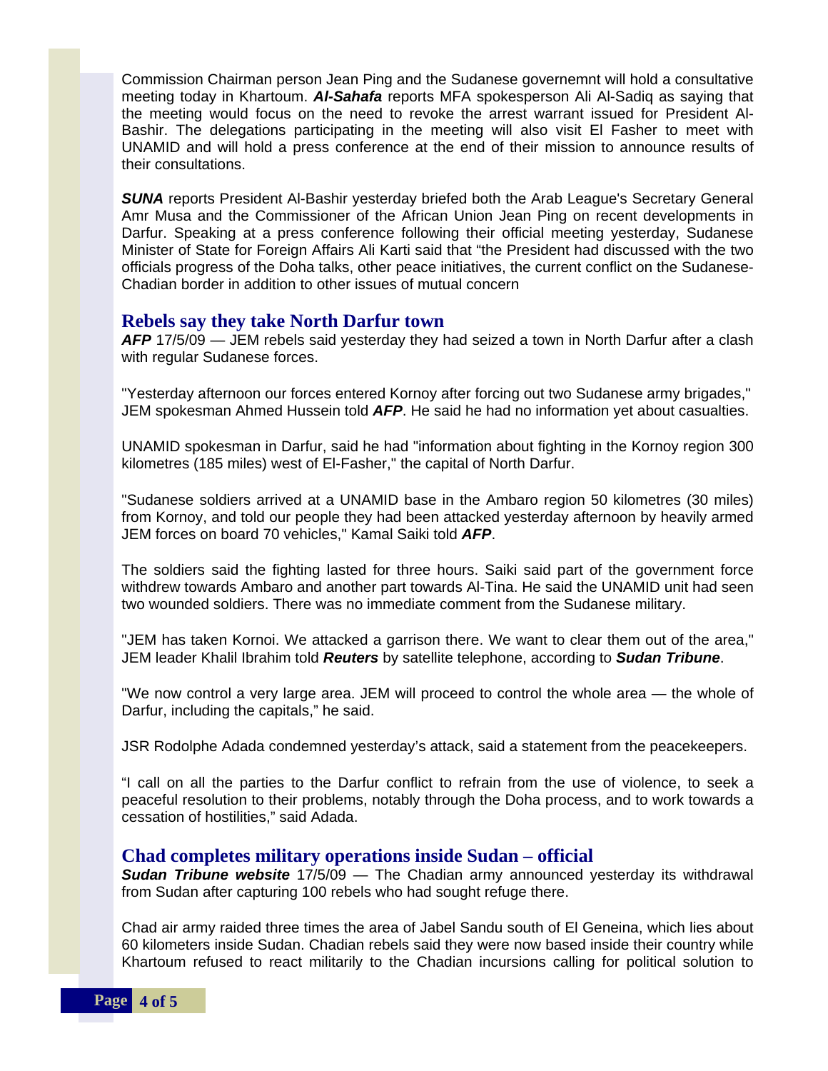Commission Chairman person Jean Ping and the Sudanese governemnt will hold a consultative meeting today in Khartoum. ***Al-Sahafa*** reports MFA spokesperson Ali Al-Sadiq as saying that the meeting would focus on the need to revoke the arrest warrant issued for President Al-Bashir. The delegations participating in the meeting will also visit El Fasher to meet with UNAMID and will hold a press conference at the end of their mission to announce results of their consultations.

***SUNA*** reports President Al-Bashir yesterday briefed both the Arab League's Secretary General Amr Musa and the Commissioner of the African Union Jean Ping on recent developments in Darfur. Speaking at a press conference following their official meeting yesterday, Sudanese Minister of State for Foreign Affairs Ali Karti said that "the President had discussed with the two officials progress of the Doha talks, other peace initiatives, the current conflict on the Sudanese-Chadian border in addition to other issues of mutual concern

## Rebels say they take North Darfur town

***AFP*** 17/5/09 — JEM rebels said yesterday they had seized a town in North Darfur after a clash with regular Sudanese forces.

"Yesterday afternoon our forces entered Kornoy after forcing out two Sudanese army brigades," JEM spokesman Ahmed Hussein told ***AFP***. He said he had no information yet about casualties.

UNAMID spokesman in Darfur, said he had "information about fighting in the Kornoy region 300 kilometres (185 miles) west of El-Fasher," the capital of North Darfur.

"Sudanese soldiers arrived at a UNAMID base in the Ambaro region 50 kilometres (30 miles) from Kornoy, and told our people they had been attacked yesterday afternoon by heavily armed JEM forces on board 70 vehicles," Kamal Saiki told ***AFP***.

The soldiers said the fighting lasted for three hours. Saiki said part of the government force withdrew towards Ambaro and another part towards Al-Tina. He said the UNAMID unit had seen two wounded soldiers. There was no immediate comment from the Sudanese military.

"JEM has taken Kornoi. We attacked a garrison there. We want to clear them out of the area," JEM leader Khalil Ibrahim told ***Reuters*** by satellite telephone, according to ***Sudan Tribune***.

"We now control a very large area. JEM will proceed to control the whole area — the whole of Darfur, including the capitals," he said.

JSR Rodolphe Adada condemned yesterday's attack, said a statement from the peacekeepers.

"I call on all the parties to the Darfur conflict to refrain from the use of violence, to seek a peaceful resolution to their problems, notably through the Doha process, and to work towards a cessation of hostilities," said Adada.

## Chad completes military operations inside Sudan – official

***Sudan Tribune website*** 17/5/09 — The Chadian army announced yesterday its withdrawal from Sudan after capturing 100 rebels who had sought refuge there.

Chad air army raided three times the area of Jabel Sandu south of El Geneina, which lies about 60 kilometers inside Sudan. Chadian rebels said they were now based inside their country while Khartoum refused to react militarily to the Chadian incursions calling for political solution to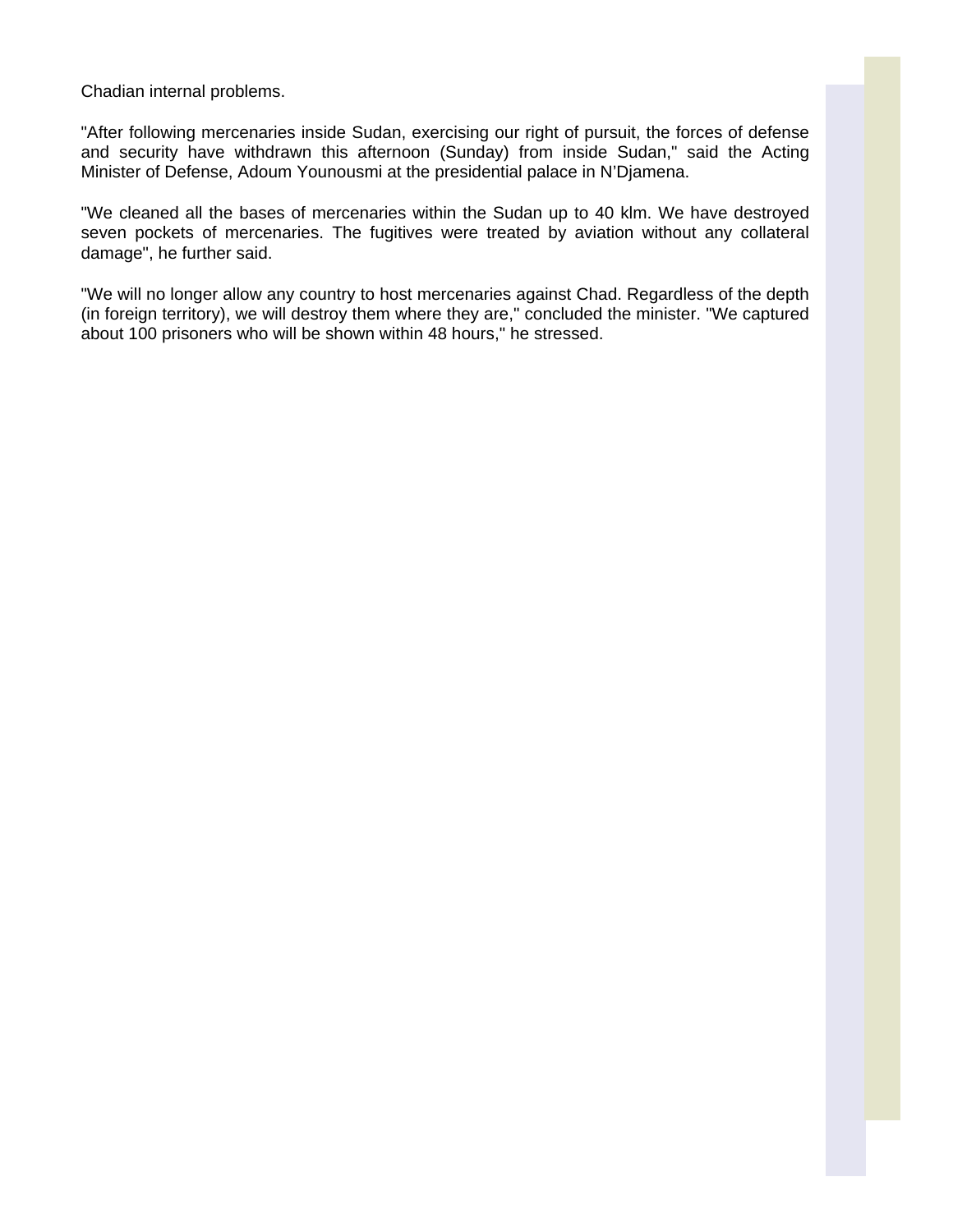Chadian internal problems.

"After following mercenaries inside Sudan, exercising our right of pursuit, the forces of defense and security have withdrawn this afternoon (Sunday) from inside Sudan," said the Acting Minister of Defense, Adoum Younousmi at the presidential palace in N'Djamena.

"We cleaned all the bases of mercenaries within the Sudan up to 40 klm. We have destroyed seven pockets of mercenaries. The fugitives were treated by aviation without any collateral damage", he further said.

"We will no longer allow any country to host mercenaries against Chad. Regardless of the depth (in foreign territory), we will destroy them where they are," concluded the minister. "We captured about 100 prisoners who will be shown within 48 hours," he stressed.